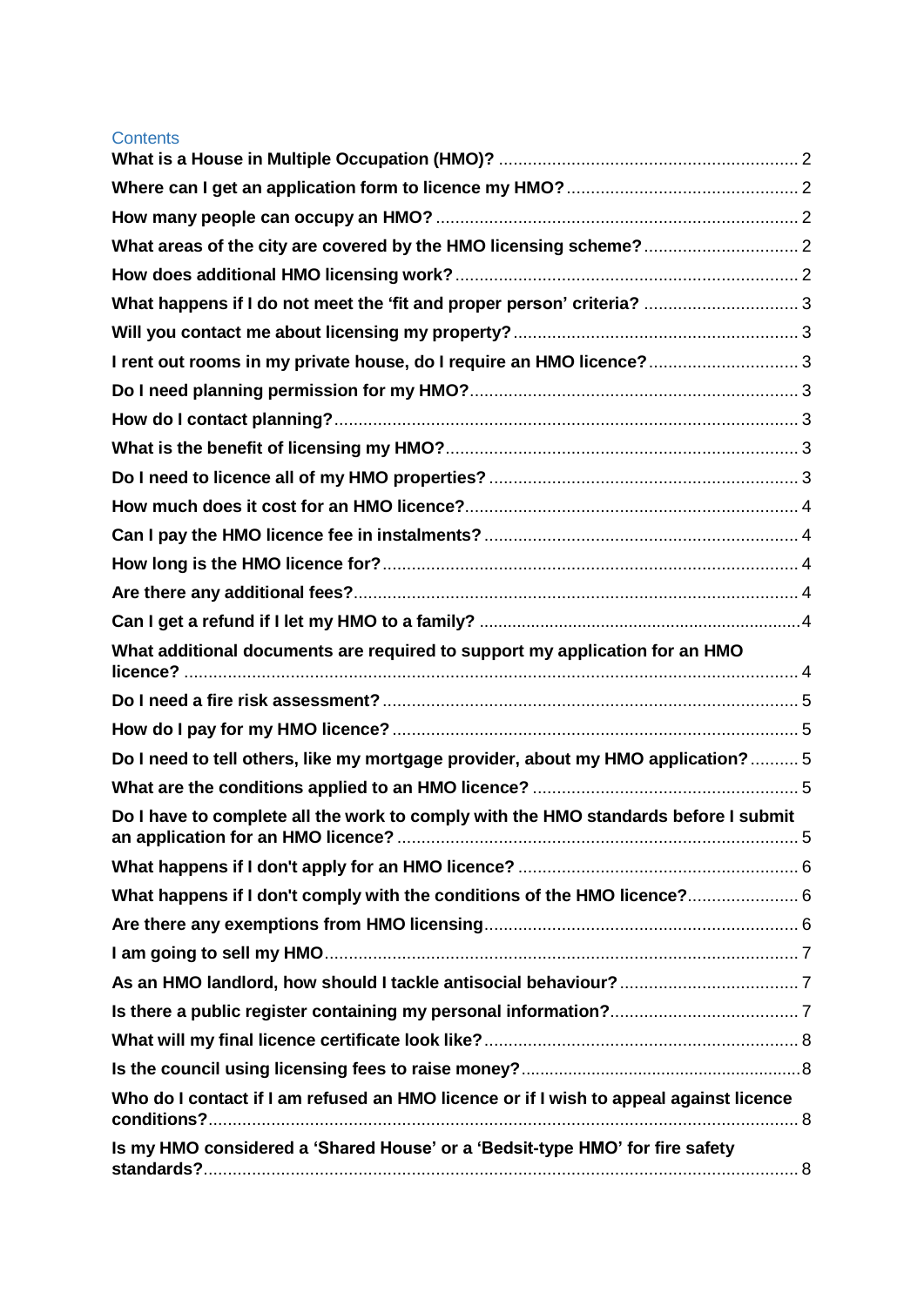## Contents

- **What is a House in Multiple Occupation (HMO)?** ... 2
- **Where can I get an application form to licence my HMO?** ... 2
- **How many people can occupy an HMO?** ... 2
- **What areas of the city are covered by the HMO licensing scheme?** ... 2
- **How does additional HMO licensing work?** ... 2
- **What happens if I do not meet the 'fit and proper person' criteria?** ... 3
- **Will you contact me about licensing my property?** ... 3
- **I rent out rooms in my private house, do I require an HMO licence?** ... 3
- **Do I need planning permission for my HMO?** ... 3
- **How do I contact planning?** ... 3
- **What is the benefit of licensing my HMO?** ... 3
- **Do I need to licence all of my HMO properties?** ... 3
- **How much does it cost for an HMO licence?** ... 4
- **Can I pay the HMO licence fee in instalments?** ... 4
- **How long is the HMO licence for?** ... 4
- **Are there any additional fees?** ... 4
- **Can I get a refund if I let my HMO to a family?** ... 4
- **What additional documents are required to support my application for an HMO licence?** ... 4
- **Do I need a fire risk assessment?** ... 5
- **How do I pay for my HMO licence?** ... 5
- **Do I need to tell others, like my mortgage provider, about my HMO application?** ... 5
- **What are the conditions applied to an HMO licence?** ... 5
- **Do I have to complete all the work to comply with the HMO standards before I submit an application for an HMO licence?** ... 5
- **What happens if I don't apply for an HMO licence?** ... 6
- **What happens if I don't comply with the conditions of the HMO licence?** ... 6
- **Are there any exemptions from HMO licensing** ... 6
- **I am going to sell my HMO** ... 7
- **As an HMO landlord, how should I tackle antisocial behaviour?** ... 7
- **Is there a public register containing my personal information?** ... 7
- **What will my final licence certificate look like?** ... 8
- **Is the council using licensing fees to raise money?** ... 8
- **Who do I contact if I am refused an HMO licence or if I wish to appeal against licence conditions?** ... 8
- **Is my HMO considered a 'Shared House' or a 'Bedsit-type HMO' for fire safety standards?** ... 8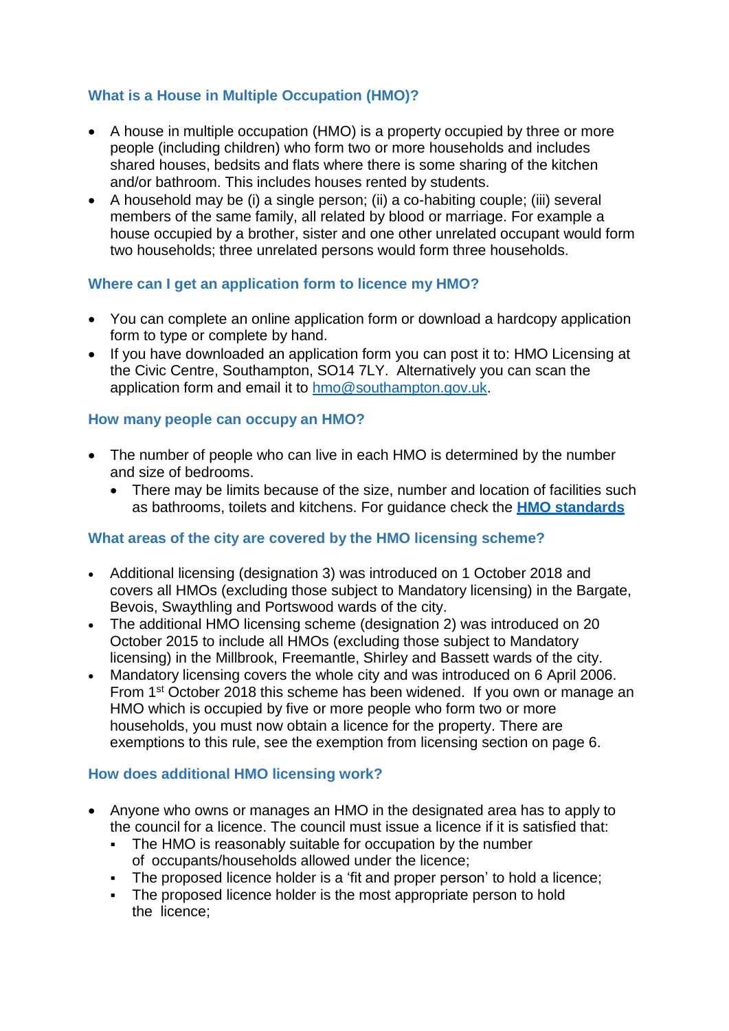### What is a House in Multiple Occupation (HMO)?

- A house in multiple occupation (HMO) is a property occupied by three or more people (including children) who form two or more households and includes shared houses, bedsits and flats where there is some sharing of the kitchen and/or bathroom. This includes houses rented by students.
- A household may be (i) a single person; (ii) a co-habiting couple; (iii) several members of the same family, all related by blood or marriage. For example a house occupied by a brother, sister and one other unrelated occupant would form two households; three unrelated persons would form three households.

### Where can I get an application form to licence my HMO?

- You can complete an online application form or download a hardcopy application form to type or complete by hand.
- If you have downloaded an application form you can post it to: HMO Licensing at the Civic Centre, Southampton, SO14 7LY. Alternatively you can scan the application form and email it to hmo@southampton.gov.uk.

### How many people can occupy an HMO?

- The number of people who can live in each HMO is determined by the number and size of bedrooms.
  - There may be limits because of the size, number and location of facilities such as bathrooms, toilets and kitchens. For guidance check the **HMO standards**

### What areas of the city are covered by the HMO licensing scheme?

- Additional licensing (designation 3) was introduced on 1 October 2018 and covers all HMOs (excluding those subject to Mandatory licensing) in the Bargate, Bevois, Swaythling and Portswood wards of the city.
- The additional HMO licensing scheme (designation 2) was introduced on 20 October 2015 to include all HMOs (excluding those subject to Mandatory licensing) in the Millbrook, Freemantle, Shirley and Bassett wards of the city.
- Mandatory licensing covers the whole city and was introduced on 6 April 2006. From 1st October 2018 this scheme has been widened. If you own or manage an HMO which is occupied by five or more people who form two or more households, you must now obtain a licence for the property. There are exemptions to this rule, see the exemption from licensing section on page 6.

### How does additional HMO licensing work?

- Anyone who owns or manages an HMO in the designated area has to apply to the council for a licence. The council must issue a licence if it is satisfied that:
  - The HMO is reasonably suitable for occupation by the number of occupants/households allowed under the licence;
  - The proposed licence holder is a 'fit and proper person' to hold a licence;
  - The proposed licence holder is the most appropriate person to hold the licence;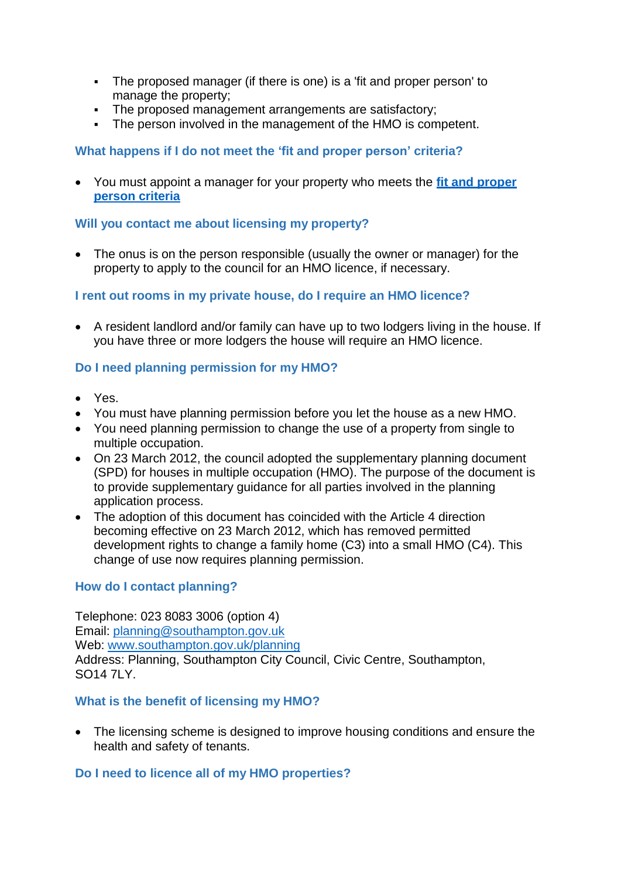- The proposed manager (if there is one) is a 'fit and proper person' to manage the property;
- The proposed management arrangements are satisfactory;
- The person involved in the management of the HMO is competent.

### What happens if I do not meet the ‘fit and proper person’ criteria?

- You must appoint a manager for your property who meets the **fit and proper person criteria**

### Will you contact me about licensing my property?

- The onus is on the person responsible (usually the owner or manager) for the property to apply to the council for an HMO licence, if necessary.

### I rent out rooms in my private house, do I require an HMO licence?

- A resident landlord and/or family can have up to two lodgers living in the house. If you have three or more lodgers the house will require an HMO licence.

### Do I need planning permission for my HMO?

- Yes.
- You must have planning permission before you let the house as a new HMO.
- You need planning permission to change the use of a property from single to multiple occupation.
- On 23 March 2012, the council adopted the supplementary planning document (SPD) for houses in multiple occupation (HMO). The purpose of the document is to provide supplementary guidance for all parties involved in the planning application process.
- The adoption of this document has coincided with the Article 4 direction becoming effective on 23 March 2012, which has removed permitted development rights to change a family home (C3) into a small HMO (C4). This change of use now requires planning permission.

### How do I contact planning?

Telephone: 023 8083 3006 (option 4)
Email: planning@southampton.gov.uk
Web: www.southampton.gov.uk/planning
Address: Planning, Southampton City Council, Civic Centre, Southampton, SO14 7LY.

### What is the benefit of licensing my HMO?

- The licensing scheme is designed to improve housing conditions and ensure the health and safety of tenants.

### Do I need to licence all of my HMO properties?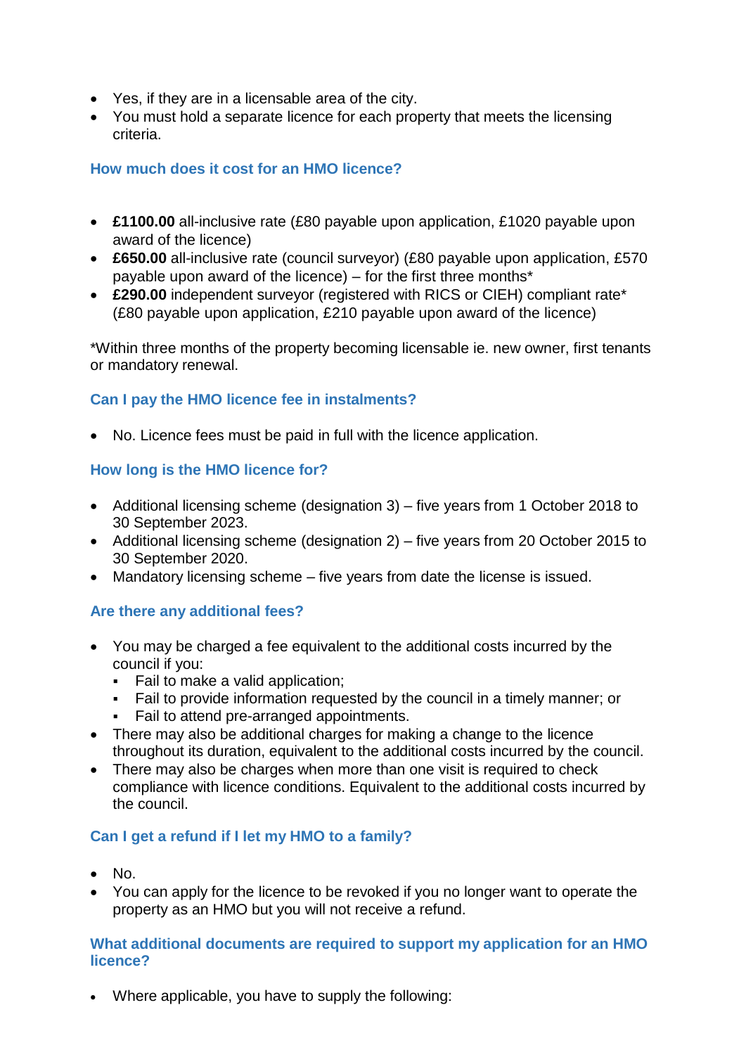- Yes, if they are in a licensable area of the city.
- You must hold a separate licence for each property that meets the licensing criteria.

### How much does it cost for an HMO licence?

- **£1100.00** all-inclusive rate (£80 payable upon application, £1020 payable upon award of the licence)
- **£650.00** all-inclusive rate (council surveyor) (£80 payable upon application, £570 payable upon award of the licence) – for the first three months*
- **£290.00** independent surveyor (registered with RICS or CIEH) compliant rate* (£80 payable upon application, £210 payable upon award of the licence)

*Within three months of the property becoming licensable ie. new owner, first tenants or mandatory renewal.

### Can I pay the HMO licence fee in instalments?

- No. Licence fees must be paid in full with the licence application.

### How long is the HMO licence for?

- Additional licensing scheme (designation 3) – five years from 1 October 2018 to 30 September 2023.
- Additional licensing scheme (designation 2) – five years from 20 October 2015 to 30 September 2020.
- Mandatory licensing scheme – five years from date the license is issued.

### Are there any additional fees?

- You may be charged a fee equivalent to the additional costs incurred by the council if you:
  - Fail to make a valid application;
  - Fail to provide information requested by the council in a timely manner; or
  - Fail to attend pre-arranged appointments.
- There may also be additional charges for making a change to the licence throughout its duration, equivalent to the additional costs incurred by the council.
- There may also be charges when more than one visit is required to check compliance with licence conditions. Equivalent to the additional costs incurred by the council.

### Can I get a refund if I let my HMO to a family?

- No.
- You can apply for the licence to be revoked if you no longer want to operate the property as an HMO but you will not receive a refund.

### What additional documents are required to support my application for an HMO licence?

- Where applicable, you have to supply the following: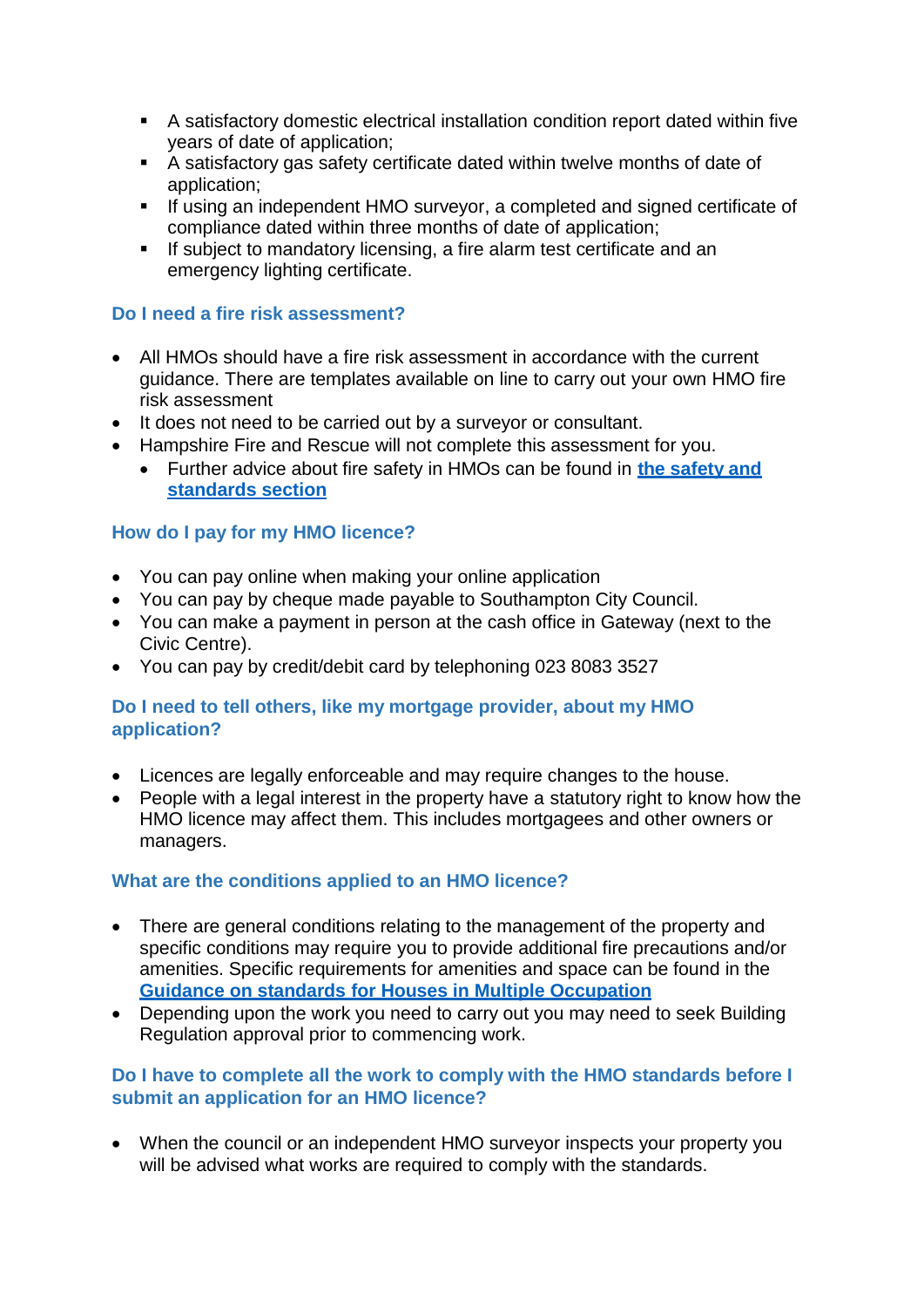- A satisfactory domestic electrical installation condition report dated within five years of date of application;
- A satisfactory gas safety certificate dated within twelve months of date of application;
- If using an independent HMO surveyor, a completed and signed certificate of compliance dated within three months of date of application;
- If subject to mandatory licensing, a fire alarm test certificate and an emergency lighting certificate.

### Do I need a fire risk assessment?

- All HMOs should have a fire risk assessment in accordance with the current guidance. There are templates available on line to carry out your own HMO fire risk assessment
- It does not need to be carried out by a surveyor or consultant.
- Hampshire Fire and Rescue will not complete this assessment for you.
  - Further advice about fire safety in HMOs can be found in **the safety and standards section**

### How do I pay for my HMO licence?

- You can pay online when making your online application
- You can pay by cheque made payable to Southampton City Council.
- You can make a payment in person at the cash office in Gateway (next to the Civic Centre).
- You can pay by credit/debit card by telephoning 023 8083 3527

### Do I need to tell others, like my mortgage provider, about my HMO application?

- Licences are legally enforceable and may require changes to the house.
- People with a legal interest in the property have a statutory right to know how the HMO licence may affect them. This includes mortgagees and other owners or managers.

### What are the conditions applied to an HMO licence?

- There are general conditions relating to the management of the property and specific conditions may require you to provide additional fire precautions and/or amenities. Specific requirements for amenities and space can be found in the **Guidance on standards for Houses in Multiple Occupation**
- Depending upon the work you need to carry out you may need to seek Building Regulation approval prior to commencing work.

### Do I have to complete all the work to comply with the HMO standards before I submit an application for an HMO licence?

- When the council or an independent HMO surveyor inspects your property you will be advised what works are required to comply with the standards.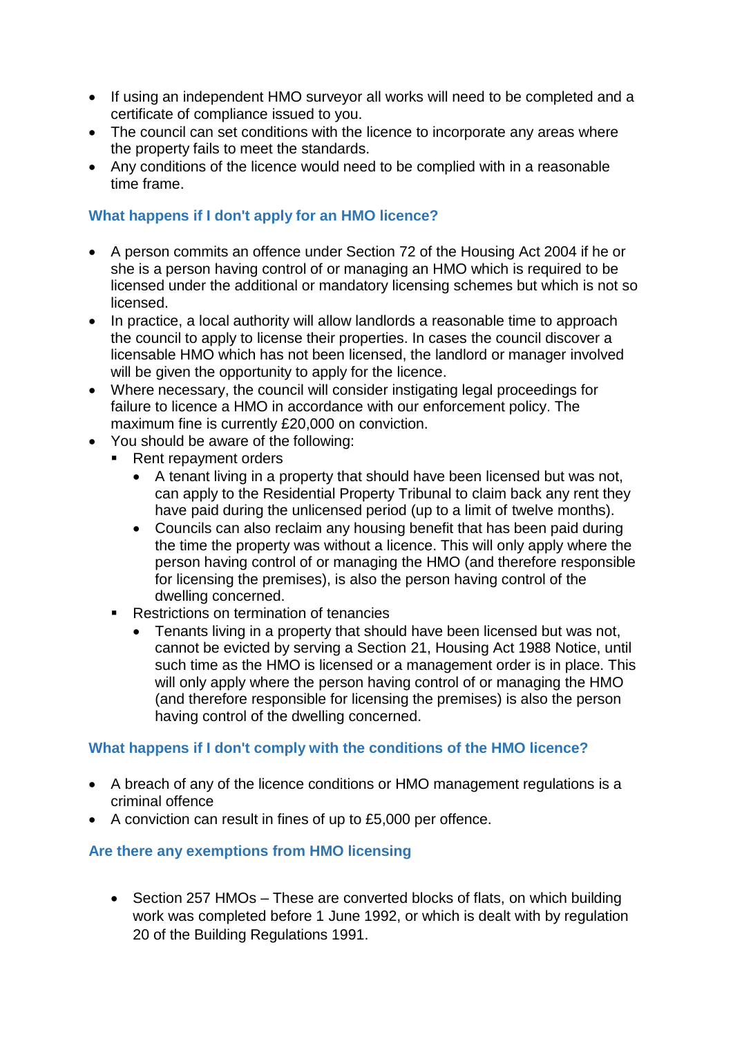- If using an independent HMO surveyor all works will need to be completed and a certificate of compliance issued to you.
- The council can set conditions with the licence to incorporate any areas where the property fails to meet the standards.
- Any conditions of the licence would need to be complied with in a reasonable time frame.

### What happens if I don't apply for an HMO licence?

- A person commits an offence under Section 72 of the Housing Act 2004 if he or she is a person having control of or managing an HMO which is required to be licensed under the additional or mandatory licensing schemes but which is not so licensed.
- In practice, a local authority will allow landlords a reasonable time to approach the council to apply to license their properties. In cases the council discover a licensable HMO which has not been licensed, the landlord or manager involved will be given the opportunity to apply for the licence.
- Where necessary, the council will consider instigating legal proceedings for failure to licence a HMO in accordance with our enforcement policy. The maximum fine is currently £20,000 on conviction.
- You should be aware of the following:
  - Rent repayment orders
    - A tenant living in a property that should have been licensed but was not, can apply to the Residential Property Tribunal to claim back any rent they have paid during the unlicensed period (up to a limit of twelve months).
    - Councils can also reclaim any housing benefit that has been paid during the time the property was without a licence. This will only apply where the person having control of or managing the HMO (and therefore responsible for licensing the premises), is also the person having control of the dwelling concerned.
  - Restrictions on termination of tenancies
    - Tenants living in a property that should have been licensed but was not, cannot be evicted by serving a Section 21, Housing Act 1988 Notice, until such time as the HMO is licensed or a management order is in place. This will only apply where the person having control of or managing the HMO (and therefore responsible for licensing the premises) is also the person having control of the dwelling concerned.

### What happens if I don't comply with the conditions of the HMO licence?

- A breach of any of the licence conditions or HMO management regulations is a criminal offence
- A conviction can result in fines of up to £5,000 per offence.

### Are there any exemptions from HMO licensing

- Section 257 HMOs – These are converted blocks of flats, on which building work was completed before 1 June 1992, or which is dealt with by regulation 20 of the Building Regulations 1991.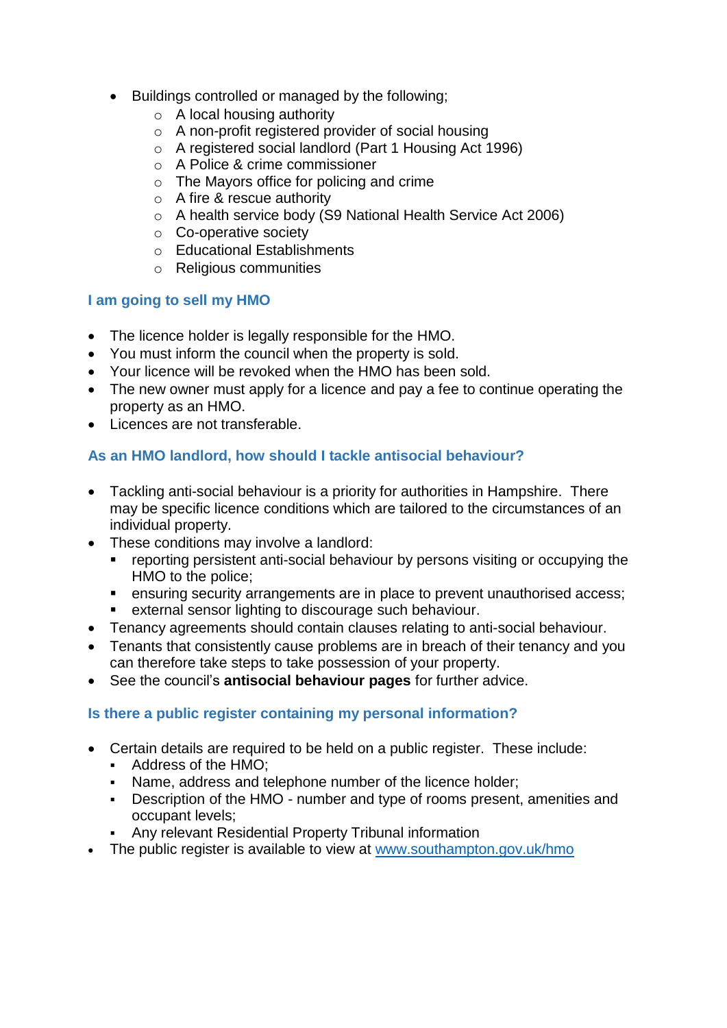- Buildings controlled or managed by the following;
  - A local housing authority
  - A non-profit registered provider of social housing
  - A registered social landlord (Part 1 Housing Act 1996)
  - A Police & crime commissioner
  - The Mayors office for policing and crime
  - A fire & rescue authority
  - A health service body (S9 National Health Service Act 2006)
  - Co-operative society
  - Educational Establishments
  - Religious communities

### I am going to sell my HMO

- The licence holder is legally responsible for the HMO.
- You must inform the council when the property is sold.
- Your licence will be revoked when the HMO has been sold.
- The new owner must apply for a licence and pay a fee to continue operating the property as an HMO.
- Licences are not transferable.

### As an HMO landlord, how should I tackle antisocial behaviour?

- Tackling anti-social behaviour is a priority for authorities in Hampshire. There may be specific licence conditions which are tailored to the circumstances of an individual property.
- These conditions may involve a landlord:
  - reporting persistent anti-social behaviour by persons visiting or occupying the HMO to the police;
  - ensuring security arrangements are in place to prevent unauthorised access;
  - external sensor lighting to discourage such behaviour.
- Tenancy agreements should contain clauses relating to anti-social behaviour.
- Tenants that consistently cause problems are in breach of their tenancy and you can therefore take steps to take possession of your property.
- See the council's **antisocial behaviour pages** for further advice.

### Is there a public register containing my personal information?

- Certain details are required to be held on a public register. These include:
  - Address of the HMO;
  - Name, address and telephone number of the licence holder;
  - Description of the HMO - number and type of rooms present, amenities and occupant levels;
  - Any relevant Residential Property Tribunal information
- The public register is available to view at [www.southampton.gov.uk/hmo](http://www.southampton.gov.uk/hmo)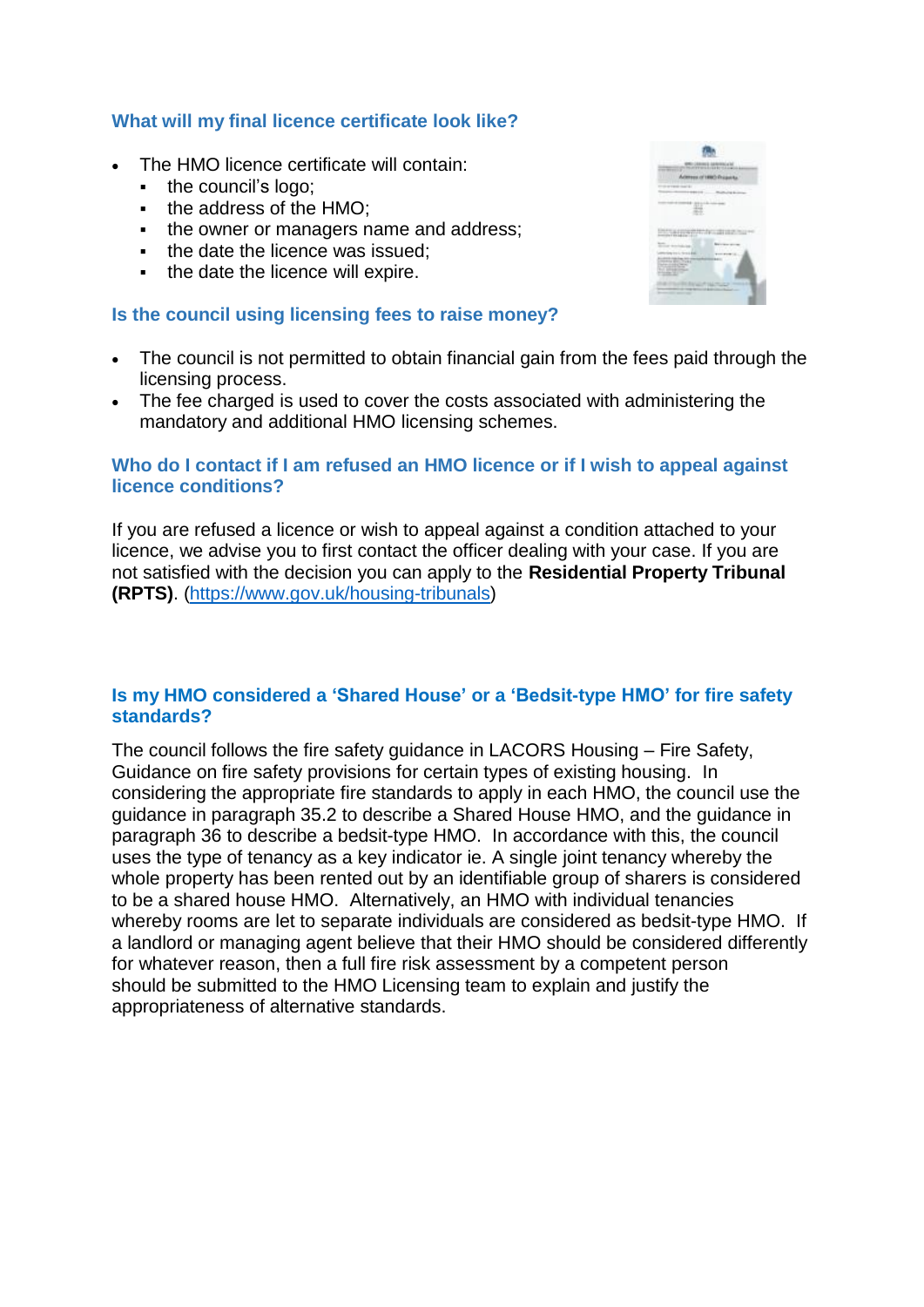## What will my final licence certificate look like?

- The HMO licence certificate will contain:
  - the council's logo;
  - the address of the HMO;
  - the owner or managers name and address;
  - the date the licence was issued;
  - the date the licence will expire.

## Is the council using licensing fees to raise money?

- The council is not permitted to obtain financial gain from the fees paid through the licensing process.
- The fee charged is used to cover the costs associated with administering the mandatory and additional HMO licensing schemes.

## Who do I contact if I am refused an HMO licence or if I wish to appeal against licence conditions?

If you are refused a licence or wish to appeal against a condition attached to your licence, we advise you to first contact the officer dealing with your case. If you are not satisfied with the decision you can apply to the **Residential Property Tribunal (RPTS)**. (https://www.gov.uk/housing-tribunals)

## Is my HMO considered a 'Shared House' or a 'Bedsit-type HMO' for fire safety standards?

The council follows the fire safety guidance in LACORS Housing – Fire Safety, Guidance on fire safety provisions for certain types of existing housing. In considering the appropriate fire standards to apply in each HMO, the council use the guidance in paragraph 35.2 to describe a Shared House HMO, and the guidance in paragraph 36 to describe a bedsit-type HMO. In accordance with this, the council uses the type of tenancy as a key indicator ie. A single joint tenancy whereby the whole property has been rented out by an identifiable group of sharers is considered to be a shared house HMO. Alternatively, an HMO with individual tenancies whereby rooms are let to separate individuals are considered as bedsit-type HMO. If a landlord or managing agent believe that their HMO should be considered differently for whatever reason, then a full fire risk assessment by a competent person should be submitted to the HMO Licensing team to explain and justify the appropriateness of alternative standards.